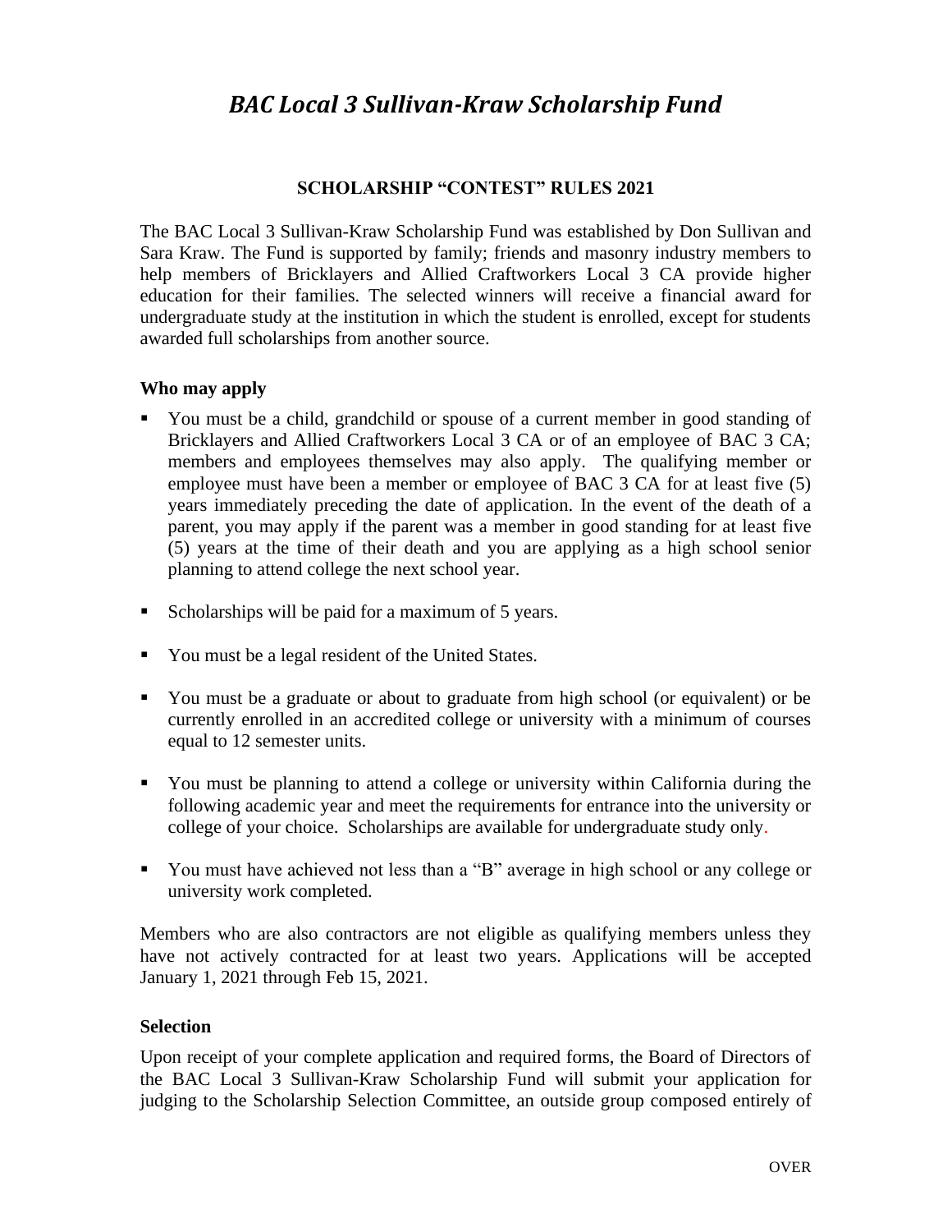# *BAC Local 3 Sullivan-Kraw Scholarship Fund*

## SCHOLARSHIP "CONTEST" RULES 2021

The BAC Local 3 Sullivan-Kraw Scholarship Fund was established by Don Sullivan and Sara Kraw. The Fund is supported by family; friends and masonry industry members to help members of Bricklayers and Allied Craftworkers Local 3 CA provide higher education for their families. The selected winners will receive a financial award for undergraduate study at the institution in which the student is enrolled, except for students awarded full scholarships from another source.

### Who may apply

- You must be a child, grandchild or spouse of a current member in good standing of Bricklayers and Allied Craftworkers Local 3 CA or of an employee of BAC 3 CA; members and employees themselves may also apply. The qualifying member or employee must have been a member or employee of BAC 3 CA for at least five (5) years immediately preceding the date of application. In the event of the death of a parent, you may apply if the parent was a member in good standing for at least five (5) years at the time of their death and you are applying as a high school senior planning to attend college the next school year.
- Scholarships will be paid for a maximum of 5 years.
- You must be a legal resident of the United States.
- You must be a graduate or about to graduate from high school (or equivalent) or be currently enrolled in an accredited college or university with a minimum of courses equal to 12 semester units.
- You must be planning to attend a college or university within California during the following academic year and meet the requirements for entrance into the university or college of your choice. Scholarships are available for undergraduate study only.
- You must have achieved not less than a "B" average in high school or any college or university work completed.

Members who are also contractors are not eligible as qualifying members unless they have not actively contracted for at least two years. Applications will be accepted January 1, 2021 through Feb 15, 2021.

### Selection

Upon receipt of your complete application and required forms, the Board of Directors of the BAC Local 3 Sullivan-Kraw Scholarship Fund will submit your application for judging to the Scholarship Selection Committee, an outside group composed entirely of

OVER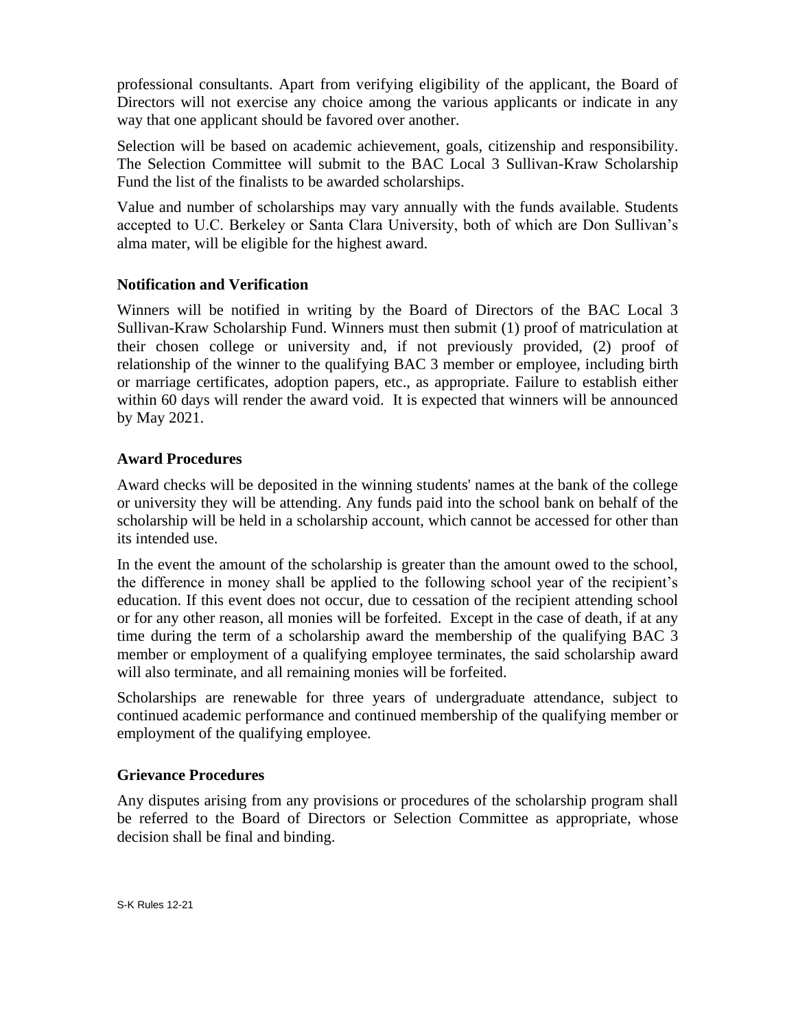professional consultants. Apart from verifying eligibility of the applicant, the Board of Directors will not exercise any choice among the various applicants or indicate in any way that one applicant should be favored over another.

Selection will be based on academic achievement, goals, citizenship and responsibility. The Selection Committee will submit to the BAC Local 3 Sullivan-Kraw Scholarship Fund the list of the finalists to be awarded scholarships.

Value and number of scholarships may vary annually with the funds available. Students accepted to U.C. Berkeley or Santa Clara University, both of which are Don Sullivan's alma mater, will be eligible for the highest award.

## Notification and Verification

Winners will be notified in writing by the Board of Directors of the BAC Local 3 Sullivan-Kraw Scholarship Fund. Winners must then submit (1) proof of matriculation at their chosen college or university and, if not previously provided, (2) proof of relationship of the winner to the qualifying BAC 3 member or employee, including birth or marriage certificates, adoption papers, etc., as appropriate. Failure to establish either within 60 days will render the award void. It is expected that winners will be announced by May 2021.

## Award Procedures

Award checks will be deposited in the winning students' names at the bank of the college or university they will be attending. Any funds paid into the school bank on behalf of the scholarship will be held in a scholarship account, which cannot be accessed for other than its intended use.

In the event the amount of the scholarship is greater than the amount owed to the school, the difference in money shall be applied to the following school year of the recipient's education. If this event does not occur, due to cessation of the recipient attending school or for any other reason, all monies will be forfeited. Except in the case of death, if at any time during the term of a scholarship award the membership of the qualifying BAC 3 member or employment of a qualifying employee terminates, the said scholarship award will also terminate, and all remaining monies will be forfeited.

Scholarships are renewable for three years of undergraduate attendance, subject to continued academic performance and continued membership of the qualifying member or employment of the qualifying employee.

## Grievance Procedures

Any disputes arising from any provisions or procedures of the scholarship program shall be referred to the Board of Directors or Selection Committee as appropriate, whose decision shall be final and binding.